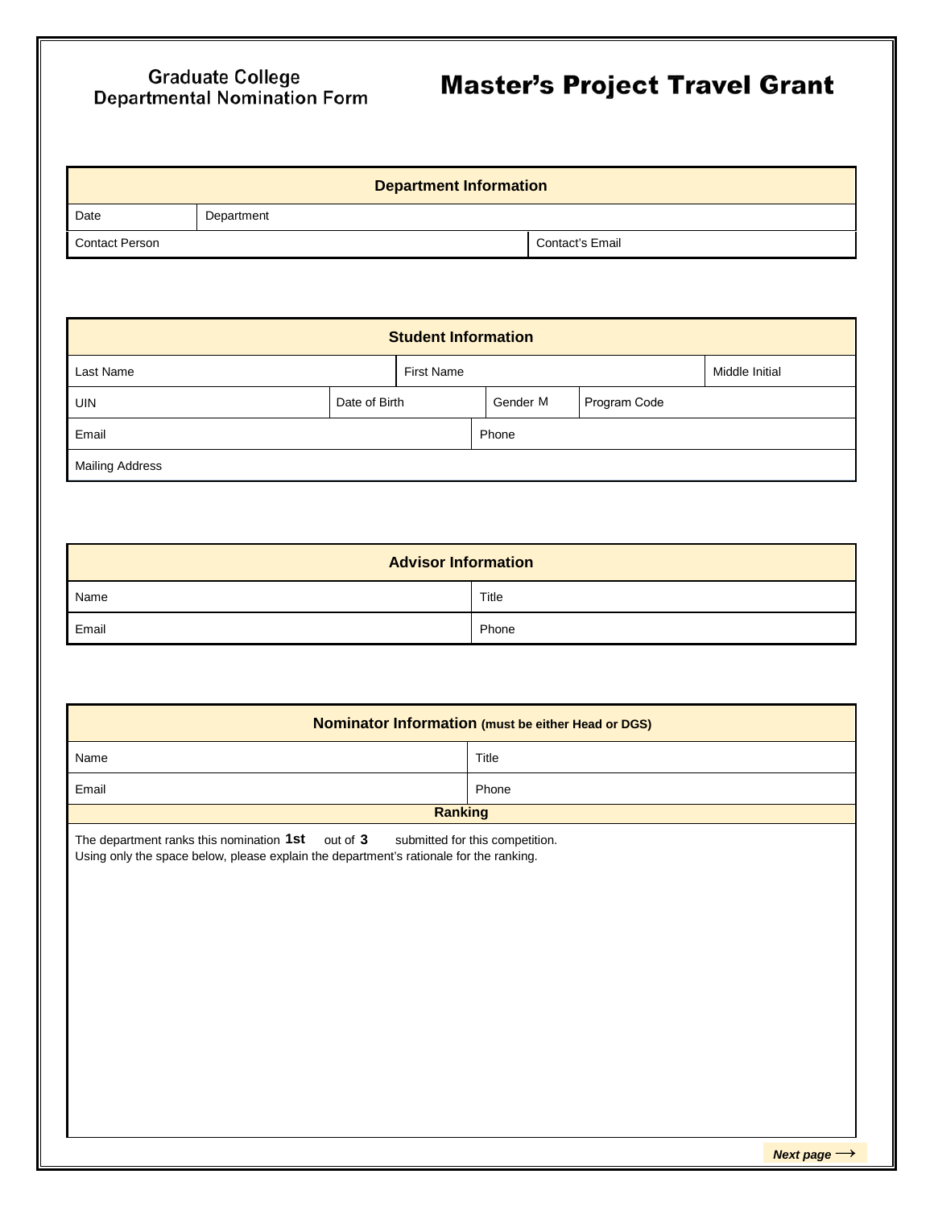Graduate College
Departmental Nomination Form

# Master's Project Travel Grant

| Department Information | | |
|---|---|---|
| Date | Department | |
| Contact Person | | Contact's Email |

| Student Information | | | | | |
|---|---|---|---|---|---|
| Last Name | | First Name | | | Middle Initial |
| UIN | Date of Birth | | Gender M | Program Code | |
| Email | | | Phone | | |
| Mailing Address | | | | | |

| Advisor Information | |
|---|---|
| Name | Title |
| Email | Phone |

| Nominator Information (must be either Head or DGS) | |
|---|---|
| Name | Title |
| Email | Phone |

**Ranking**

The department ranks this nomination **1st** out of **3** submitted for this competition.
Using only the space below, please explain the department's rationale for the ranking.

***Next page →***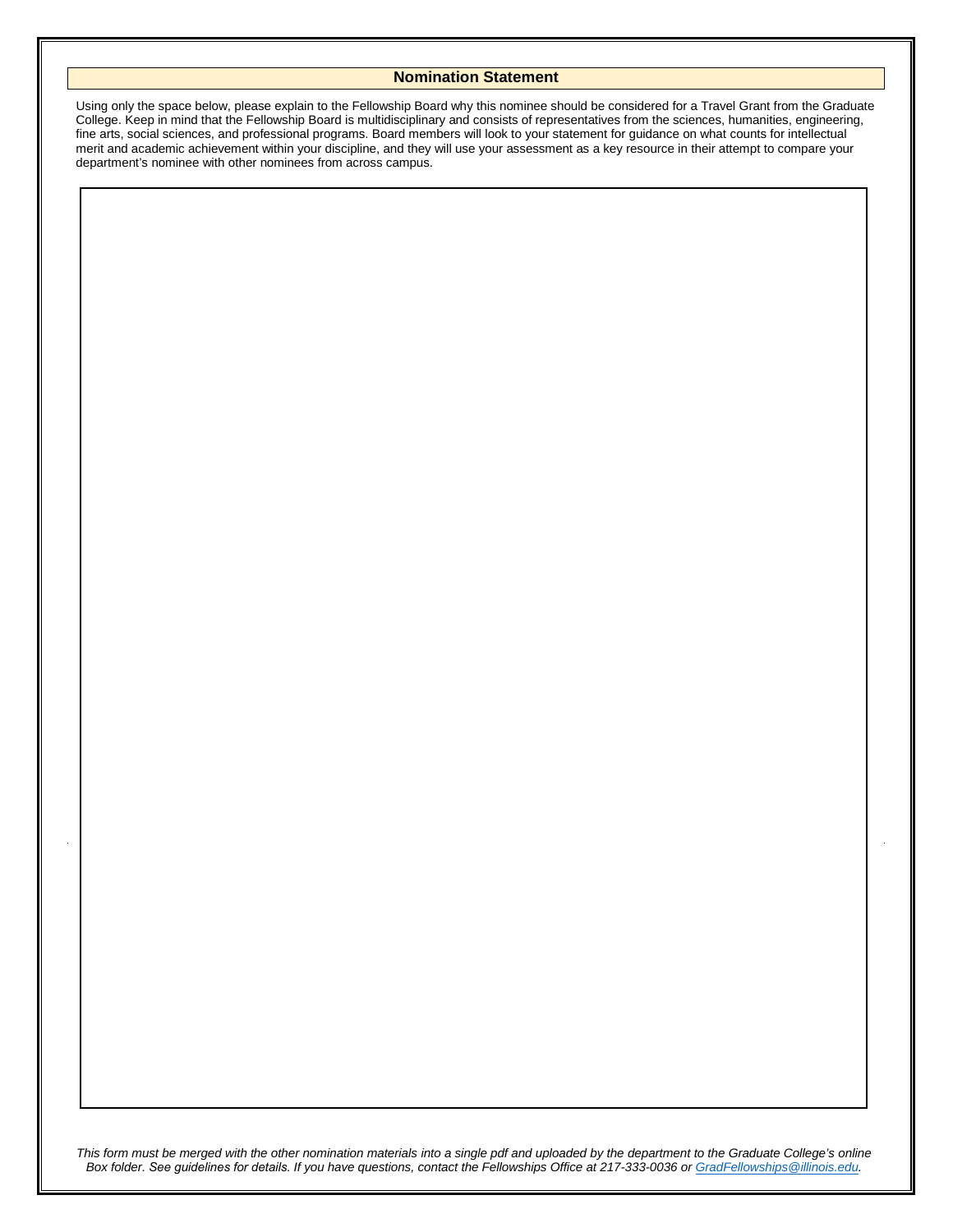## Nomination Statement

Using only the space below, please explain to the Fellowship Board why this nominee should be considered for a Travel Grant from the Graduate College. Keep in mind that the Fellowship Board is multidisciplinary and consists of representatives from the sciences, humanities, engineering, fine arts, social sciences, and professional programs. Board members will look to your statement for guidance on what counts for intellectual merit and academic achievement within your discipline, and they will use your assessment as a key resource in their attempt to compare your department's nominee with other nominees from across campus.

*This form must be merged with the other nomination materials into a single pdf and uploaded by the department to the Graduate College's online Box folder. See guidelines for details. If you have questions, contact the Fellowships Office at 217-333-0036 or GradFellowships@illinois.edu.*